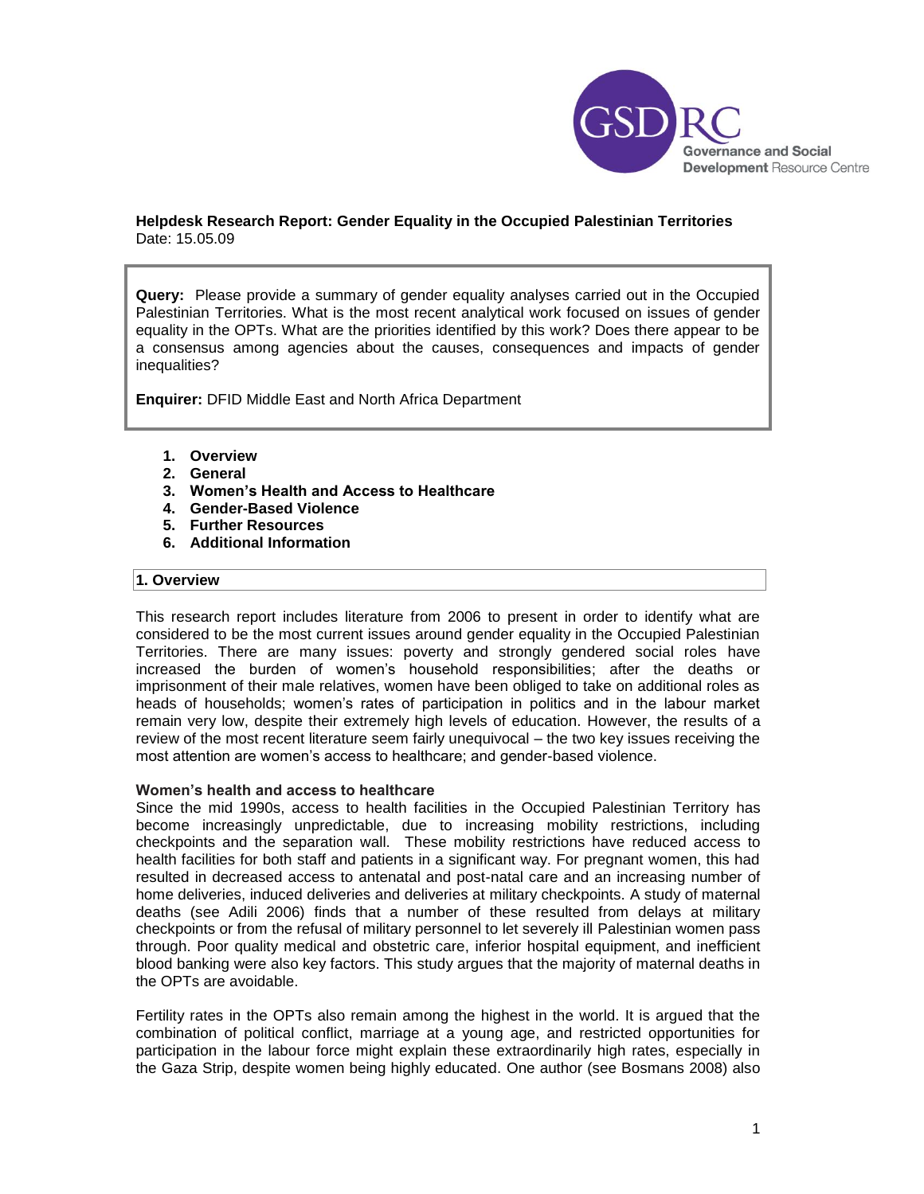# Helpdesk Research Report: Gender Equality in the Occupied Palestinian Territories

Date: 15.05.09

**Query:** Please provide a summary of gender equality analyses carried out in the Occupied Palestinian Territories. What is the most recent analytical work focused on issues of gender equality in the OPTs. What are the priorities identified by this work? Does there appear to be a consensus among agencies about the causes, consequences and impacts of gender inequalities?

**Enquirer:** DFID Middle East and North Africa Department

1. **Overview**
2. **General**
3. **Women's Health and Access to Healthcare**
4. **Gender-Based Violence**
5. **Further Resources**
6. **Additional Information**

## 1. Overview

This research report includes literature from 2006 to present in order to identify what are considered to be the most current issues around gender equality in the Occupied Palestinian Territories. There are many issues: poverty and strongly gendered social roles have increased the burden of women's household responsibilities; after the deaths or imprisonment of their male relatives, women have been obliged to take on additional roles as heads of households; women's rates of participation in politics and in the labour market remain very low, despite their extremely high levels of education. However, the results of a review of the most recent literature seem fairly unequivocal – the two key issues receiving the most attention are women's access to healthcare; and gender-based violence.

### Women's health and access to healthcare

Since the mid 1990s, access to health facilities in the Occupied Palestinian Territory has become increasingly unpredictable, due to increasing mobility restrictions, including checkpoints and the separation wall. These mobility restrictions have reduced access to health facilities for both staff and patients in a significant way. For pregnant women, this had resulted in decreased access to antenatal and post-natal care and an increasing number of home deliveries, induced deliveries and deliveries at military checkpoints. A study of maternal deaths (see Adili 2006) finds that a number of these resulted from delays at military checkpoints or from the refusal of military personnel to let severely ill Palestinian women pass through. Poor quality medical and obstetric care, inferior hospital equipment, and inefficient blood banking were also key factors. This study argues that the majority of maternal deaths in the OPTs are avoidable.

Fertility rates in the OPTs also remain among the highest in the world. It is argued that the combination of political conflict, marriage at a young age, and restricted opportunities for participation in the labour force might explain these extraordinarily high rates, especially in the Gaza Strip, despite women being highly educated. One author (see Bosmans 2008) also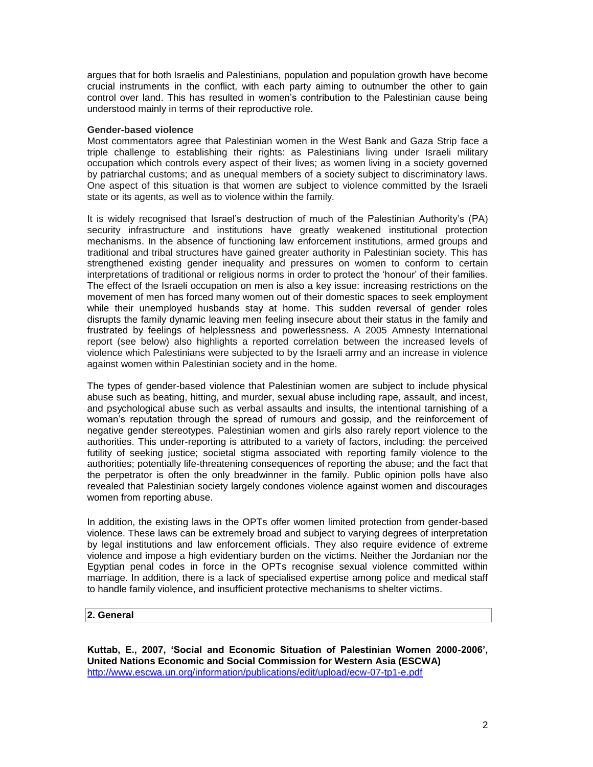argues that for both Israelis and Palestinians, population and population growth have become crucial instruments in the conflict, with each party aiming to outnumber the other to gain control over land. This has resulted in women's contribution to the Palestinian cause being understood mainly in terms of their reproductive role.

**Gender-based violence**

Most commentators agree that Palestinian women in the West Bank and Gaza Strip face a triple challenge to establishing their rights: as Palestinians living under Israeli military occupation which controls every aspect of their lives; as women living in a society governed by patriarchal customs; and as unequal members of a society subject to discriminatory laws. One aspect of this situation is that women are subject to violence committed by the Israeli state or its agents, as well as to violence within the family.

It is widely recognised that Israel's destruction of much of the Palestinian Authority's (PA) security infrastructure and institutions have greatly weakened institutional protection mechanisms. In the absence of functioning law enforcement institutions, armed groups and traditional and tribal structures have gained greater authority in Palestinian society. This has strengthened existing gender inequality and pressures on women to conform to certain interpretations of traditional or religious norms in order to protect the 'honour' of their families. The effect of the Israeli occupation on men is also a key issue: increasing restrictions on the movement of men has forced many women out of their domestic spaces to seek employment while their unemployed husbands stay at home. This sudden reversal of gender roles disrupts the family dynamic leaving men feeling insecure about their status in the family and frustrated by feelings of helplessness and powerlessness. A 2005 Amnesty International report (see below) also highlights a reported correlation between the increased levels of violence which Palestinians were subjected to by the Israeli army and an increase in violence against women within Palestinian society and in the home.

The types of gender-based violence that Palestinian women are subject to include physical abuse such as beating, hitting, and murder, sexual abuse including rape, assault, and incest, and psychological abuse such as verbal assaults and insults, the intentional tarnishing of a woman's reputation through the spread of rumours and gossip, and the reinforcement of negative gender stereotypes. Palestinian women and girls also rarely report violence to the authorities. This under-reporting is attributed to a variety of factors, including: the perceived futility of seeking justice; societal stigma associated with reporting family violence to the authorities; potentially life-threatening consequences of reporting the abuse; and the fact that the perpetrator is often the only breadwinner in the family. Public opinion polls have also revealed that Palestinian society largely condones violence against women and discourages women from reporting abuse.

In addition, the existing laws in the OPTs offer women limited protection from gender-based violence. These laws can be extremely broad and subject to varying degrees of interpretation by legal institutions and law enforcement officials. They also require evidence of extreme violence and impose a high evidentiary burden on the victims. Neither the Jordanian nor the Egyptian penal codes in force in the OPTs recognise sexual violence committed within marriage. In addition, there is a lack of specialised expertise among police and medical staff to handle family violence, and insufficient protective mechanisms to shelter victims.

## 2. General

**Kuttab, E., 2007, 'Social and Economic Situation of Palestinian Women 2000-2006', United Nations Economic and Social Commission for Western Asia (ESCWA)**
http://www.escwa.un.org/information/publications/edit/upload/ecw-07-tp1-e.pdf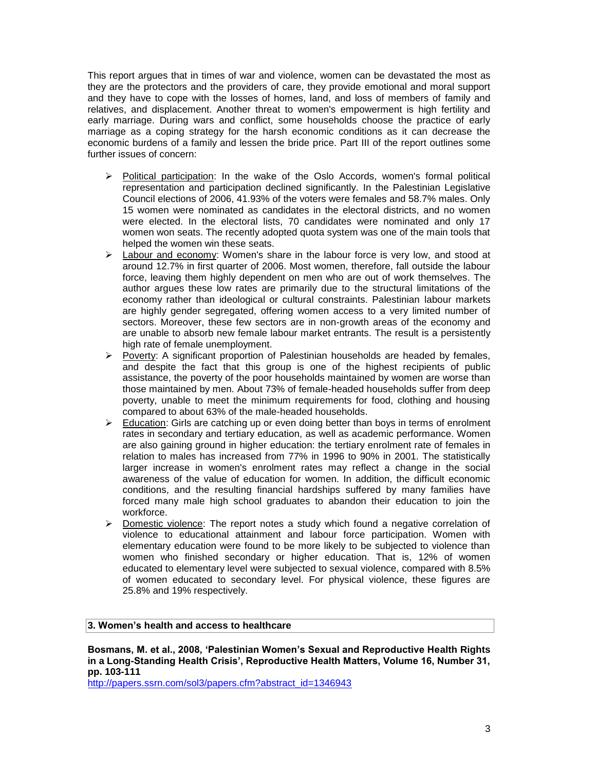This report argues that in times of war and violence, women can be devastated the most as they are the protectors and the providers of care, they provide emotional and moral support and they have to cope with the losses of homes, land, and loss of members of family and relatives, and displacement. Another threat to women's empowerment is high fertility and early marriage. During wars and conflict, some households choose the practice of early marriage as a coping strategy for the harsh economic conditions as it can decrease the economic burdens of a family and lessen the bride price. Part III of the report outlines some further issues of concern:

- Political participation: In the wake of the Oslo Accords, women's formal political representation and participation declined significantly. In the Palestinian Legislative Council elections of 2006, 41.93% of the voters were females and 58.7% males. Only 15 women were nominated as candidates in the electoral districts, and no women were elected. In the electoral lists, 70 candidates were nominated and only 17 women won seats. The recently adopted quota system was one of the main tools that helped the women win these seats.
- Labour and economy: Women's share in the labour force is very low, and stood at around 12.7% in first quarter of 2006. Most women, therefore, fall outside the labour force, leaving them highly dependent on men who are out of work themselves. The author argues these low rates are primarily due to the structural limitations of the economy rather than ideological or cultural constraints. Palestinian labour markets are highly gender segregated, offering women access to a very limited number of sectors. Moreover, these few sectors are in non-growth areas of the economy and are unable to absorb new female labour market entrants. The result is a persistently high rate of female unemployment.
- Poverty: A significant proportion of Palestinian households are headed by females, and despite the fact that this group is one of the highest recipients of public assistance, the poverty of the poor households maintained by women are worse than those maintained by men. About 73% of female-headed households suffer from deep poverty, unable to meet the minimum requirements for food, clothing and housing compared to about 63% of the male-headed households.
- Education: Girls are catching up or even doing better than boys in terms of enrolment rates in secondary and tertiary education, as well as academic performance. Women are also gaining ground in higher education: the tertiary enrolment rate of females in relation to males has increased from 77% in 1996 to 90% in 2001. The statistically larger increase in women's enrolment rates may reflect a change in the social awareness of the value of education for women. In addition, the difficult economic conditions, and the resulting financial hardships suffered by many families have forced many male high school graduates to abandon their education to join the workforce.
- Domestic violence: The report notes a study which found a negative correlation of violence to educational attainment and labour force participation. Women with elementary education were found to be more likely to be subjected to violence than women who finished secondary or higher education. That is, 12% of women educated to elementary level were subjected to sexual violence, compared with 8.5% of women educated to secondary level. For physical violence, these figures are 25.8% and 19% respectively.

## 3. Women's health and access to healthcare

**Bosmans, M. et al., 2008, 'Palestinian Women's Sexual and Reproductive Health Rights in a Long-Standing Health Crisis', Reproductive Health Matters, Volume 16, Number 31, pp. 103-111**

http://papers.ssrn.com/sol3/papers.cfm?abstract_id=1346943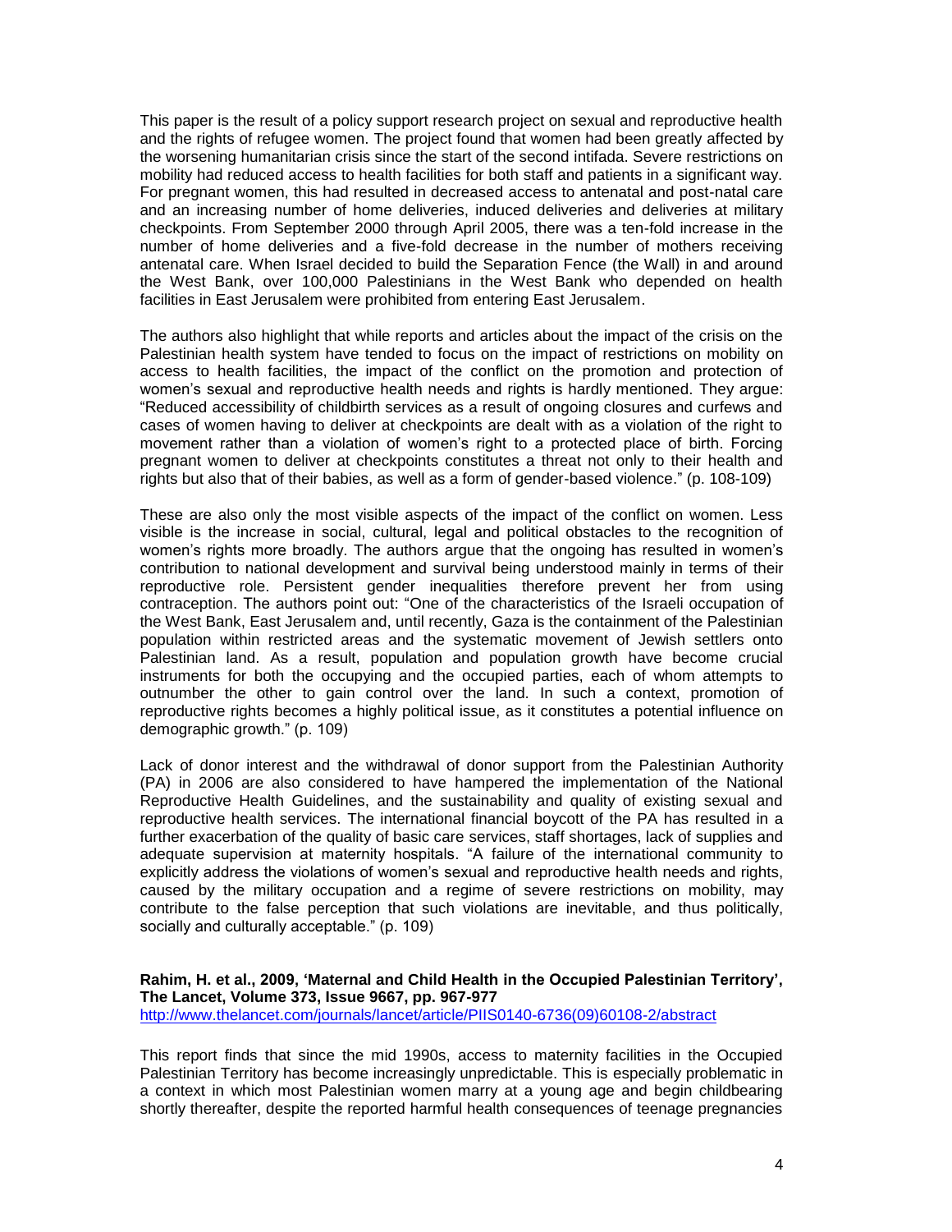This paper is the result of a policy support research project on sexual and reproductive health and the rights of refugee women. The project found that women had been greatly affected by the worsening humanitarian crisis since the start of the second intifada. Severe restrictions on mobility had reduced access to health facilities for both staff and patients in a significant way. For pregnant women, this had resulted in decreased access to antenatal and post-natal care and an increasing number of home deliveries, induced deliveries and deliveries at military checkpoints. From September 2000 through April 2005, there was a ten-fold increase in the number of home deliveries and a five-fold decrease in the number of mothers receiving antenatal care. When Israel decided to build the Separation Fence (the Wall) in and around the West Bank, over 100,000 Palestinians in the West Bank who depended on health facilities in East Jerusalem were prohibited from entering East Jerusalem.

The authors also highlight that while reports and articles about the impact of the crisis on the Palestinian health system have tended to focus on the impact of restrictions on mobility on access to health facilities, the impact of the conflict on the promotion and protection of women's sexual and reproductive health needs and rights is hardly mentioned. They argue: "Reduced accessibility of childbirth services as a result of ongoing closures and curfews and cases of women having to deliver at checkpoints are dealt with as a violation of the right to movement rather than a violation of women's right to a protected place of birth. Forcing pregnant women to deliver at checkpoints constitutes a threat not only to their health and rights but also that of their babies, as well as a form of gender-based violence." (p. 108-109)

These are also only the most visible aspects of the impact of the conflict on women. Less visible is the increase in social, cultural, legal and political obstacles to the recognition of women's rights more broadly. The authors argue that the ongoing has resulted in women's contribution to national development and survival being understood mainly in terms of their reproductive role. Persistent gender inequalities therefore prevent her from using contraception. The authors point out: "One of the characteristics of the Israeli occupation of the West Bank, East Jerusalem and, until recently, Gaza is the containment of the Palestinian population within restricted areas and the systematic movement of Jewish settlers onto Palestinian land. As a result, population and population growth have become crucial instruments for both the occupying and the occupied parties, each of whom attempts to outnumber the other to gain control over the land. In such a context, promotion of reproductive rights becomes a highly political issue, as it constitutes a potential influence on demographic growth." (p. 109)

Lack of donor interest and the withdrawal of donor support from the Palestinian Authority (PA) in 2006 are also considered to have hampered the implementation of the National Reproductive Health Guidelines, and the sustainability and quality of existing sexual and reproductive health services. The international financial boycott of the PA has resulted in a further exacerbation of the quality of basic care services, staff shortages, lack of supplies and adequate supervision at maternity hospitals. "A failure of the international community to explicitly address the violations of women's sexual and reproductive health needs and rights, caused by the military occupation and a regime of severe restrictions on mobility, may contribute to the false perception that such violations are inevitable, and thus politically, socially and culturally acceptable." (p. 109)

**Rahim, H. et al., 2009, 'Maternal and Child Health in the Occupied Palestinian Territory', The Lancet, Volume 373, Issue 9667, pp. 967-977**
http://www.thelancet.com/journals/lancet/article/PIIS0140-6736(09)60108-2/abstract

This report finds that since the mid 1990s, access to maternity facilities in the Occupied Palestinian Territory has become increasingly unpredictable. This is especially problematic in a context in which most Palestinian women marry at a young age and begin childbearing shortly thereafter, despite the reported harmful health consequences of teenage pregnancies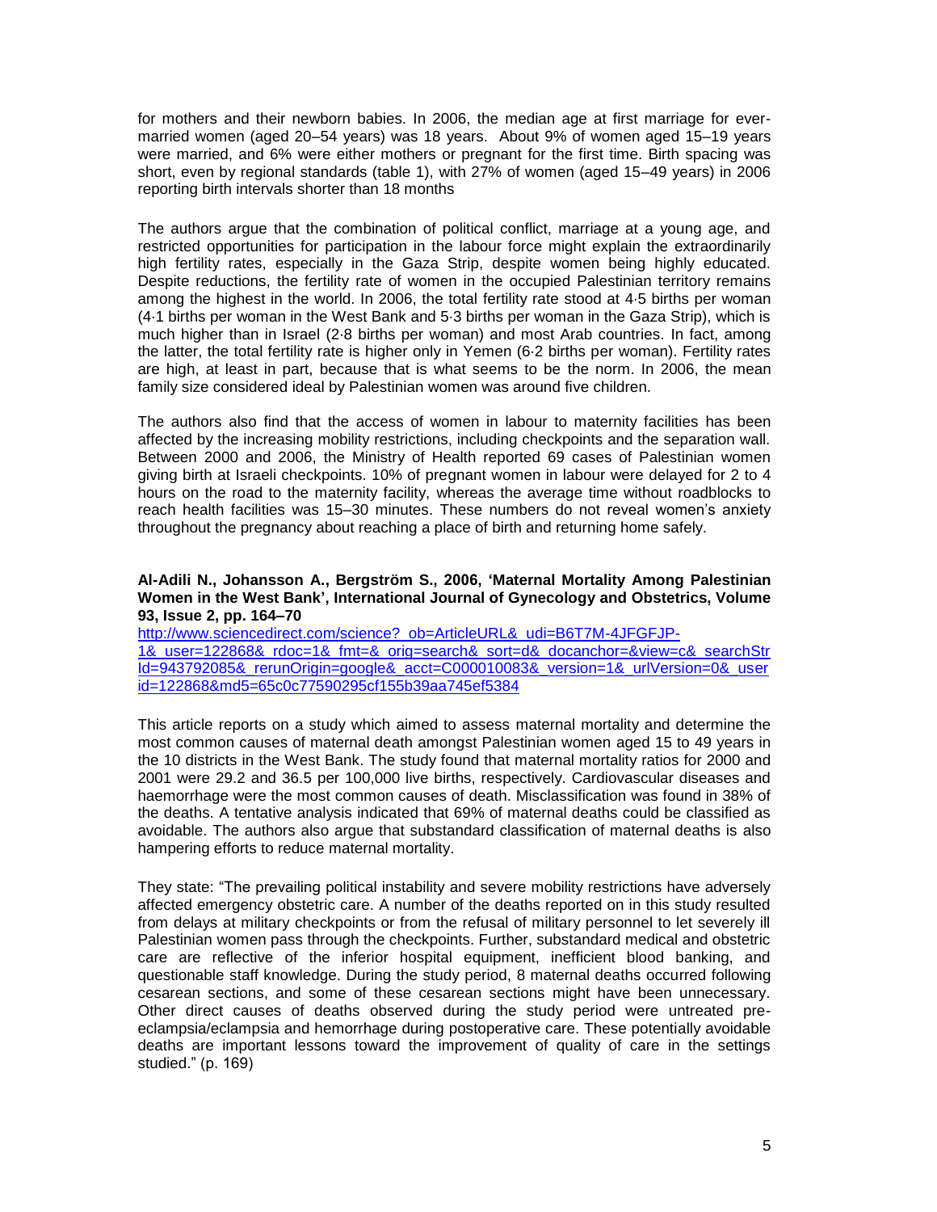for mothers and their newborn babies. In 2006, the median age at first marriage for ever-married women (aged 20–54 years) was 18 years. About 9% of women aged 15–19 years were married, and 6% were either mothers or pregnant for the first time. Birth spacing was short, even by regional standards (table 1), with 27% of women (aged 15–49 years) in 2006 reporting birth intervals shorter than 18 months

The authors argue that the combination of political conflict, marriage at a young age, and restricted opportunities for participation in the labour force might explain the extraordinarily high fertility rates, especially in the Gaza Strip, despite women being highly educated. Despite reductions, the fertility rate of women in the occupied Palestinian territory remains among the highest in the world. In 2006, the total fertility rate stood at 4·5 births per woman (4·1 births per woman in the West Bank and 5·3 births per woman in the Gaza Strip), which is much higher than in Israel (2·8 births per woman) and most Arab countries. In fact, among the latter, the total fertility rate is higher only in Yemen (6·2 births per woman). Fertility rates are high, at least in part, because that is what seems to be the norm. In 2006, the mean family size considered ideal by Palestinian women was around five children.

The authors also find that the access of women in labour to maternity facilities has been affected by the increasing mobility restrictions, including checkpoints and the separation wall. Between 2000 and 2006, the Ministry of Health reported 69 cases of Palestinian women giving birth at Israeli checkpoints. 10% of pregnant women in labour were delayed for 2 to 4 hours on the road to the maternity facility, whereas the average time without roadblocks to reach health facilities was 15–30 minutes. These numbers do not reveal women's anxiety throughout the pregnancy about reaching a place of birth and returning home safely.

**Al-Adili N., Johansson A., Bergström S., 2006, 'Maternal Mortality Among Palestinian Women in the West Bank', International Journal of Gynecology and Obstetrics, Volume 93, Issue 2, pp. 164–70**
http://www.sciencedirect.com/science?_ob=ArticleURL&_udi=B6T7M-4JFGFJP-1&_user=122868&_rdoc=1&_fmt=&_orig=search&_sort=d&_docanchor=&view=c&_searchStrId=943792085&_rerunOrigin=google&_acct=C000010083&_version=1&_urlVersion=0&_userid=122868&md5=65c0c77590295cf155b39aa745ef5384

This article reports on a study which aimed to assess maternal mortality and determine the most common causes of maternal death amongst Palestinian women aged 15 to 49 years in the 10 districts in the West Bank. The study found that maternal mortality ratios for 2000 and 2001 were 29.2 and 36.5 per 100,000 live births, respectively. Cardiovascular diseases and haemorrhage were the most common causes of death. Misclassification was found in 38% of the deaths. A tentative analysis indicated that 69% of maternal deaths could be classified as avoidable. The authors also argue that substandard classification of maternal deaths is also hampering efforts to reduce maternal mortality.

They state: "The prevailing political instability and severe mobility restrictions have adversely affected emergency obstetric care. A number of the deaths reported on in this study resulted from delays at military checkpoints or from the refusal of military personnel to let severely ill Palestinian women pass through the checkpoints. Further, substandard medical and obstetric care are reflective of the inferior hospital equipment, inefficient blood banking, and questionable staff knowledge. During the study period, 8 maternal deaths occurred following cesarean sections, and some of these cesarean sections might have been unnecessary. Other direct causes of deaths observed during the study period were untreated pre-eclampsia/eclampsia and hemorrhage during postoperative care. These potentially avoidable deaths are important lessons toward the improvement of quality of care in the settings studied." (p. 169)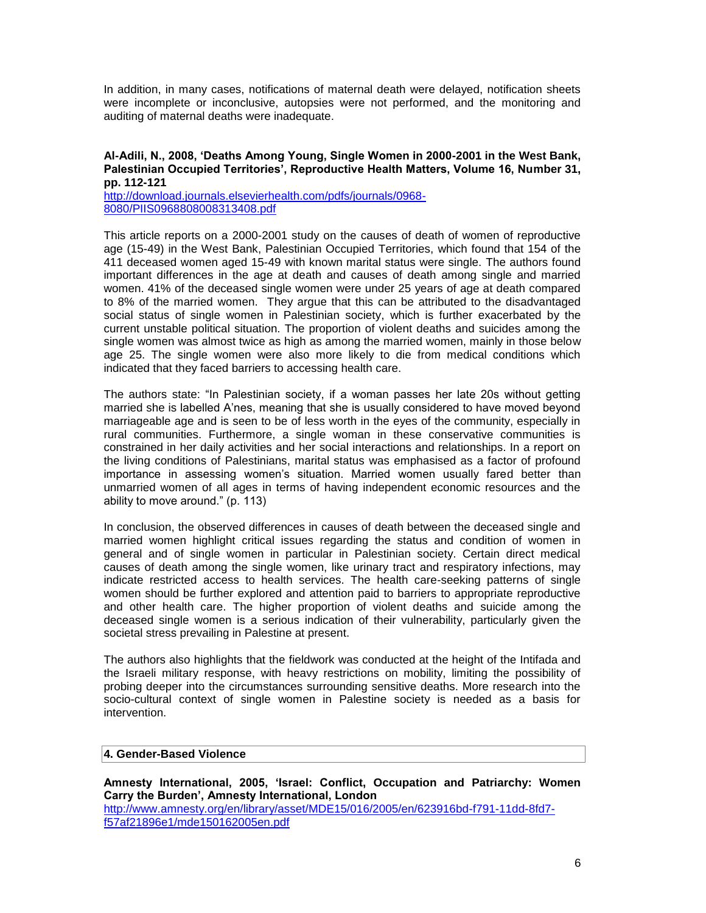In addition, in many cases, notifications of maternal death were delayed, notification sheets were incomplete or inconclusive, autopsies were not performed, and the monitoring and auditing of maternal deaths were inadequate.

**Al-Adili, N., 2008, 'Deaths Among Young, Single Women in 2000-2001 in the West Bank, Palestinian Occupied Territories', Reproductive Health Matters, Volume 16, Number 31, pp. 112-121**
[http://download.journals.elsevierhealth.com/pdfs/journals/0968-8080/PIIS0968808008313408.pdf](http://download.journals.elsevierhealth.com/pdfs/journals/0968-8080/PIIS0968808008313408.pdf)

This article reports on a 2000-2001 study on the causes of death of women of reproductive age (15-49) in the West Bank, Palestinian Occupied Territories, which found that 154 of the 411 deceased women aged 15-49 with known marital status were single. The authors found important differences in the age at death and causes of death among single and married women. 41% of the deceased single women were under 25 years of age at death compared to 8% of the married women. They argue that this can be attributed to the disadvantaged social status of single women in Palestinian society, which is further exacerbated by the current unstable political situation. The proportion of violent deaths and suicides among the single women was almost twice as high as among the married women, mainly in those below age 25. The single women were also more likely to die from medical conditions which indicated that they faced barriers to accessing health care.

The authors state: "In Palestinian society, if a woman passes her late 20s without getting married she is labelled A'nes, meaning that she is usually considered to have moved beyond marriageable age and is seen to be of less worth in the eyes of the community, especially in rural communities. Furthermore, a single woman in these conservative communities is constrained in her daily activities and her social interactions and relationships. In a report on the living conditions of Palestinians, marital status was emphasised as a factor of profound importance in assessing women's situation. Married women usually fared better than unmarried women of all ages in terms of having independent economic resources and the ability to move around." (p. 113)

In conclusion, the observed differences in causes of death between the deceased single and married women highlight critical issues regarding the status and condition of women in general and of single women in particular in Palestinian society. Certain direct medical causes of death among the single women, like urinary tract and respiratory infections, may indicate restricted access to health services. The health care-seeking patterns of single women should be further explored and attention paid to barriers to appropriate reproductive and other health care. The higher proportion of violent deaths and suicide among the deceased single women is a serious indication of their vulnerability, particularly given the societal stress prevailing in Palestine at present.

The authors also highlights that the fieldwork was conducted at the height of the Intifada and the Israeli military response, with heavy restrictions on mobility, limiting the possibility of probing deeper into the circumstances surrounding sensitive deaths. More research into the socio-cultural context of single women in Palestine society is needed as a basis for intervention.

## 4. Gender-Based Violence

**Amnesty International, 2005, 'Israel: Conflict, Occupation and Patriarchy: Women Carry the Burden', Amnesty International, London**
[http://www.amnesty.org/en/library/asset/MDE15/016/2005/en/623916bd-f791-11dd-8fd7-f57af21896e1/mde150162005en.pdf](http://www.amnesty.org/en/library/asset/MDE15/016/2005/en/623916bd-f791-11dd-8fd7-f57af21896e1/mde150162005en.pdf)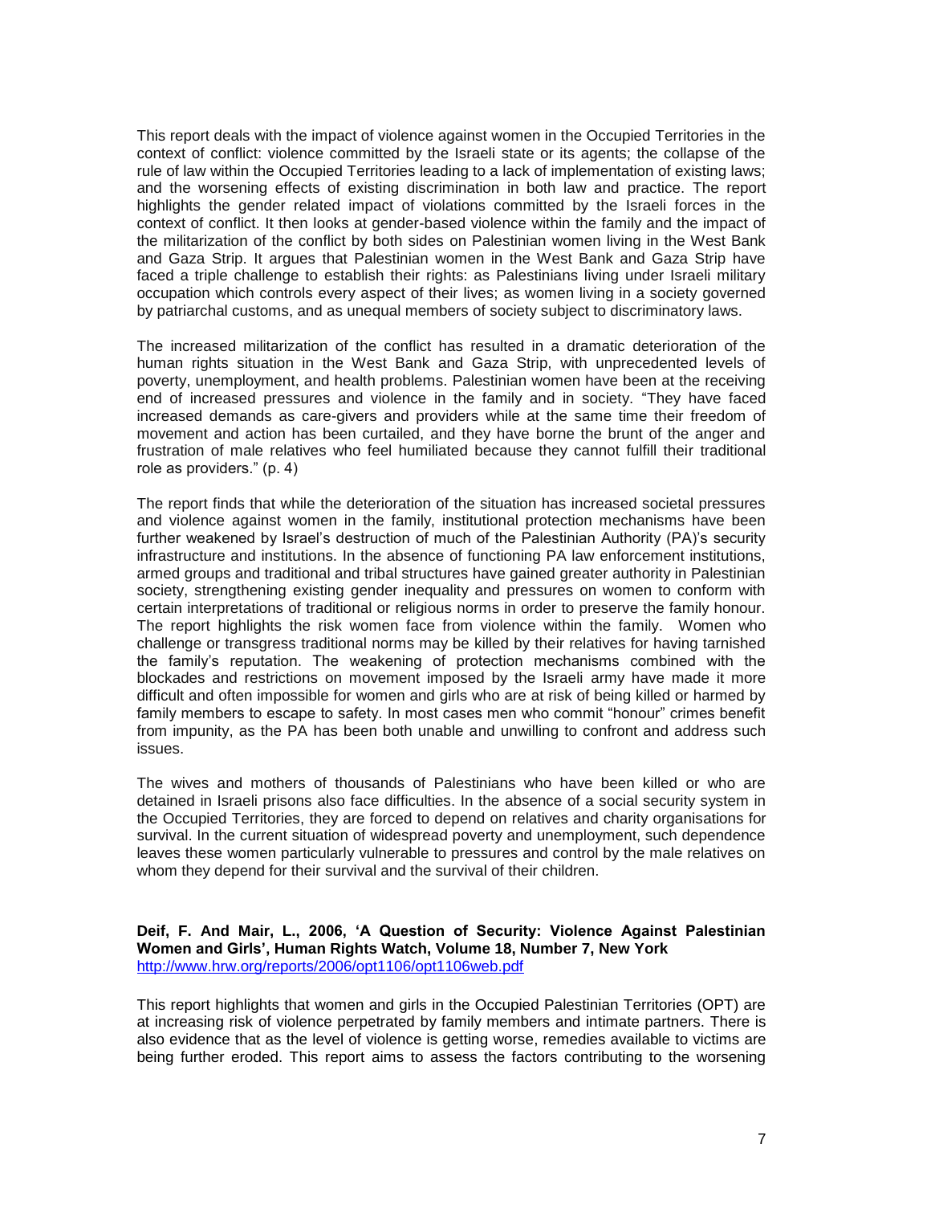This report deals with the impact of violence against women in the Occupied Territories in the context of conflict: violence committed by the Israeli state or its agents; the collapse of the rule of law within the Occupied Territories leading to a lack of implementation of existing laws; and the worsening effects of existing discrimination in both law and practice. The report highlights the gender related impact of violations committed by the Israeli forces in the context of conflict. It then looks at gender-based violence within the family and the impact of the militarization of the conflict by both sides on Palestinian women living in the West Bank and Gaza Strip. It argues that Palestinian women in the West Bank and Gaza Strip have faced a triple challenge to establish their rights: as Palestinians living under Israeli military occupation which controls every aspect of their lives; as women living in a society governed by patriarchal customs, and as unequal members of society subject to discriminatory laws.

The increased militarization of the conflict has resulted in a dramatic deterioration of the human rights situation in the West Bank and Gaza Strip, with unprecedented levels of poverty, unemployment, and health problems. Palestinian women have been at the receiving end of increased pressures and violence in the family and in society. "They have faced increased demands as care-givers and providers while at the same time their freedom of movement and action has been curtailed, and they have borne the brunt of the anger and frustration of male relatives who feel humiliated because they cannot fulfill their traditional role as providers." (p. 4)

The report finds that while the deterioration of the situation has increased societal pressures and violence against women in the family, institutional protection mechanisms have been further weakened by Israel's destruction of much of the Palestinian Authority (PA)'s security infrastructure and institutions. In the absence of functioning PA law enforcement institutions, armed groups and traditional and tribal structures have gained greater authority in Palestinian society, strengthening existing gender inequality and pressures on women to conform with certain interpretations of traditional or religious norms in order to preserve the family honour. The report highlights the risk women face from violence within the family. Women who challenge or transgress traditional norms may be killed by their relatives for having tarnished the family's reputation. The weakening of protection mechanisms combined with the blockades and restrictions on movement imposed by the Israeli army have made it more difficult and often impossible for women and girls who are at risk of being killed or harmed by family members to escape to safety. In most cases men who commit "honour" crimes benefit from impunity, as the PA has been both unable and unwilling to confront and address such issues.

The wives and mothers of thousands of Palestinians who have been killed or who are detained in Israeli prisons also face difficulties. In the absence of a social security system in the Occupied Territories, they are forced to depend on relatives and charity organisations for survival. In the current situation of widespread poverty and unemployment, such dependence leaves these women particularly vulnerable to pressures and control by the male relatives on whom they depend for their survival and the survival of their children.

**Deif, F. And Mair, L., 2006, 'A Question of Security: Violence Against Palestinian Women and Girls', Human Rights Watch, Volume 18, Number 7, New York**
http://www.hrw.org/reports/2006/opt1106/opt1106web.pdf

This report highlights that women and girls in the Occupied Palestinian Territories (OPT) are at increasing risk of violence perpetrated by family members and intimate partners. There is also evidence that as the level of violence is getting worse, remedies available to victims are being further eroded. This report aims to assess the factors contributing to the worsening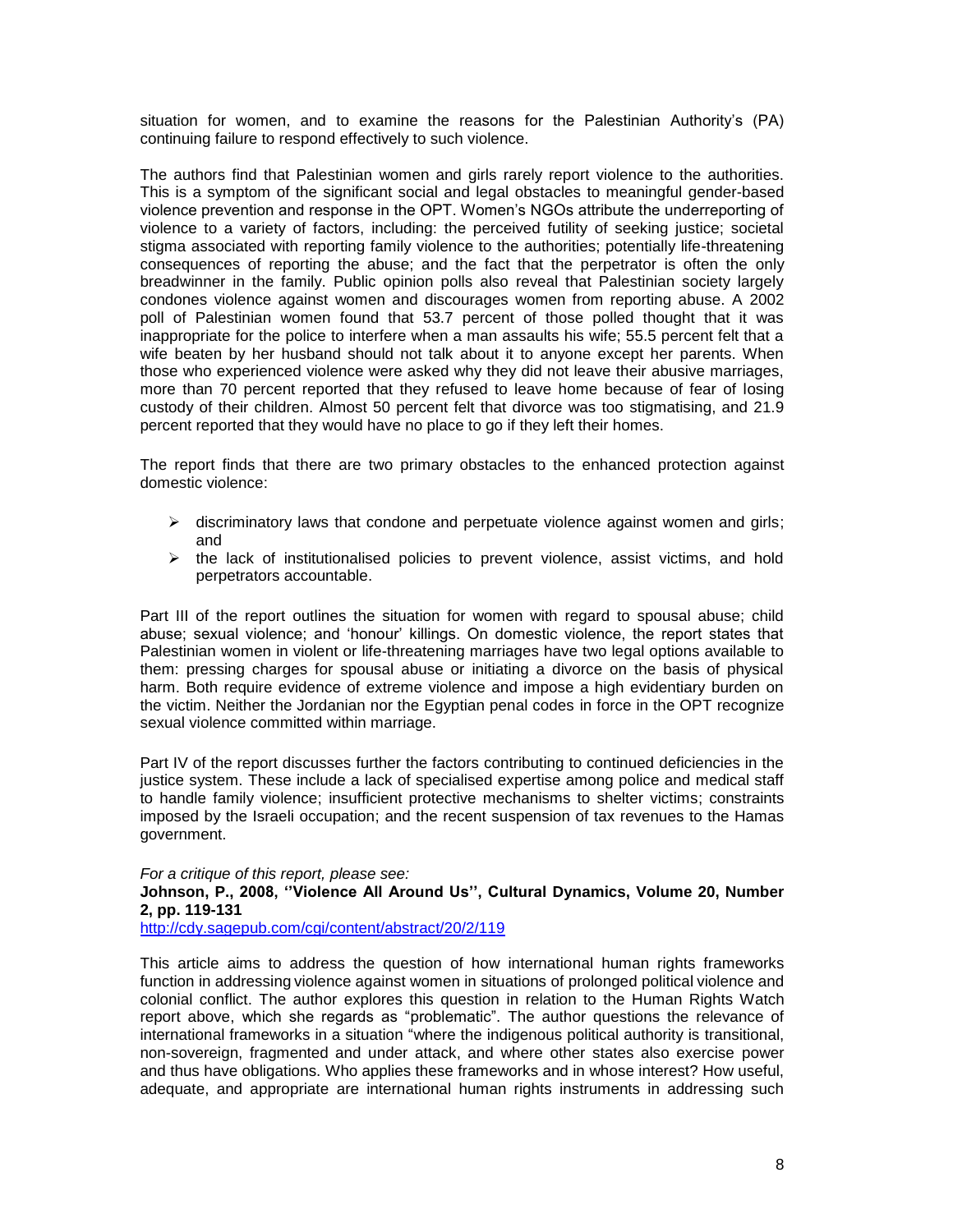situation for women, and to examine the reasons for the Palestinian Authority's (PA) continuing failure to respond effectively to such violence.

The authors find that Palestinian women and girls rarely report violence to the authorities. This is a symptom of the significant social and legal obstacles to meaningful gender-based violence prevention and response in the OPT. Women's NGOs attribute the underreporting of violence to a variety of factors, including: the perceived futility of seeking justice; societal stigma associated with reporting family violence to the authorities; potentially life-threatening consequences of reporting the abuse; and the fact that the perpetrator is often the only breadwinner in the family. Public opinion polls also reveal that Palestinian society largely condones violence against women and discourages women from reporting abuse. A 2002 poll of Palestinian women found that 53.7 percent of those polled thought that it was inappropriate for the police to interfere when a man assaults his wife; 55.5 percent felt that a wife beaten by her husband should not talk about it to anyone except her parents. When those who experienced violence were asked why they did not leave their abusive marriages, more than 70 percent reported that they refused to leave home because of fear of losing custody of their children. Almost 50 percent felt that divorce was too stigmatising, and 21.9 percent reported that they would have no place to go if they left their homes.

The report finds that there are two primary obstacles to the enhanced protection against domestic violence:

- discriminatory laws that condone and perpetuate violence against women and girls; and
- the lack of institutionalised policies to prevent violence, assist victims, and hold perpetrators accountable.

Part III of the report outlines the situation for women with regard to spousal abuse; child abuse; sexual violence; and 'honour' killings. On domestic violence, the report states that Palestinian women in violent or life-threatening marriages have two legal options available to them: pressing charges for spousal abuse or initiating a divorce on the basis of physical harm. Both require evidence of extreme violence and impose a high evidentiary burden on the victim. Neither the Jordanian nor the Egyptian penal codes in force in the OPT recognize sexual violence committed within marriage.

Part IV of the report discusses further the factors contributing to continued deficiencies in the justice system. These include a lack of specialised expertise among police and medical staff to handle family violence; insufficient protective mechanisms to shelter victims; constraints imposed by the Israeli occupation; and the recent suspension of tax revenues to the Hamas government.

*For a critique of this report, please see:*

**Johnson, P., 2008, ''Violence All Around Us'', Cultural Dynamics, Volume 20, Number 2, pp. 119-131**

http://cdy.sagepub.com/cgi/content/abstract/20/2/119

This article aims to address the question of how international human rights frameworks function in addressing violence against women in situations of prolonged political violence and colonial conflict. The author explores this question in relation to the Human Rights Watch report above, which she regards as "problematic". The author questions the relevance of international frameworks in a situation "where the indigenous political authority is transitional, non-sovereign, fragmented and under attack, and where other states also exercise power and thus have obligations. Who applies these frameworks and in whose interest? How useful, adequate, and appropriate are international human rights instruments in addressing such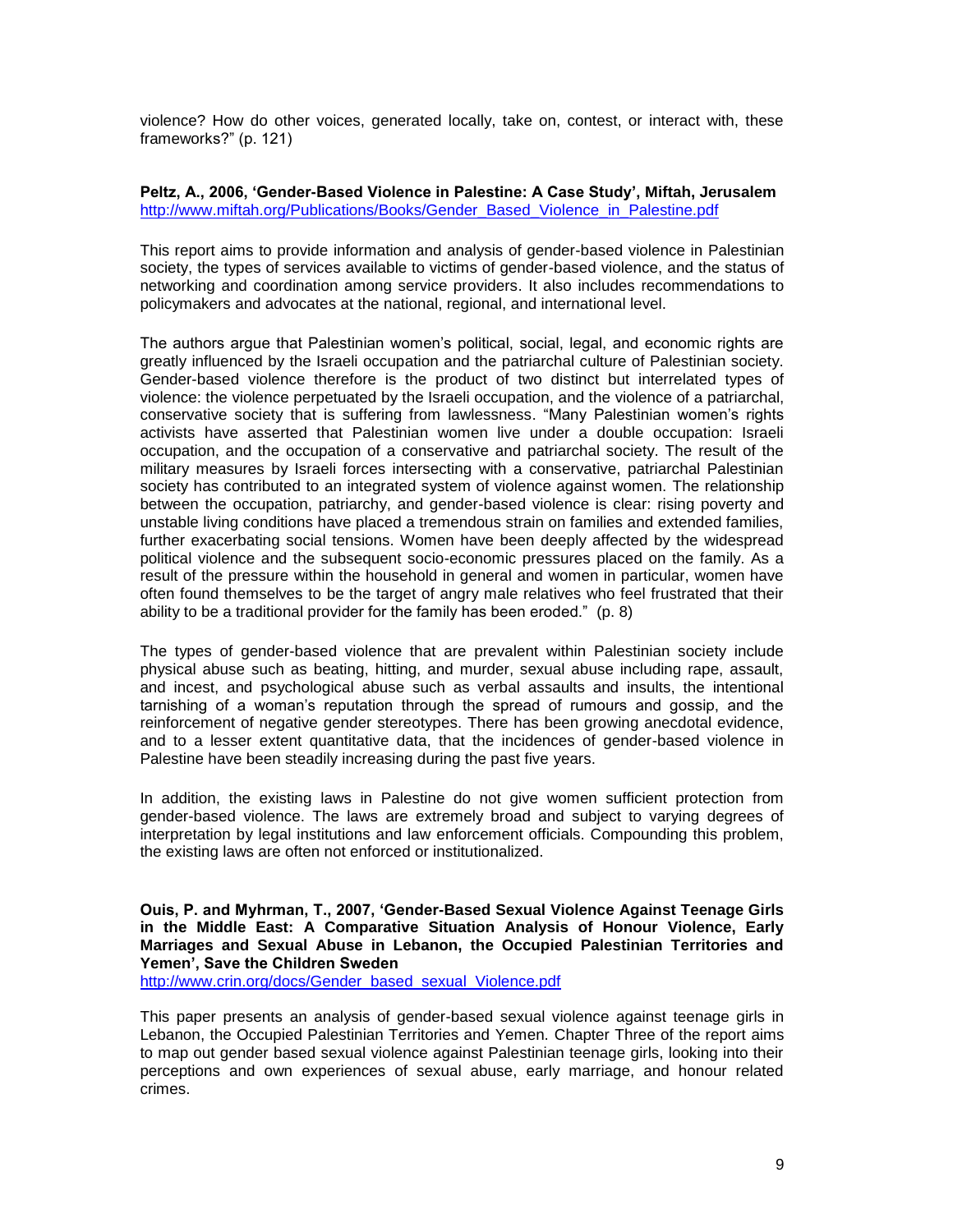violence? How do other voices, generated locally, take on, contest, or interact with, these frameworks?" (p. 121)

**Peltz, A., 2006, 'Gender-Based Violence in Palestine: A Case Study', Miftah, Jerusalem**
http://www.miftah.org/Publications/Books/Gender_Based_Violence_in_Palestine.pdf

This report aims to provide information and analysis of gender-based violence in Palestinian society, the types of services available to victims of gender-based violence, and the status of networking and coordination among service providers. It also includes recommendations to policymakers and advocates at the national, regional, and international level.

The authors argue that Palestinian women's political, social, legal, and economic rights are greatly influenced by the Israeli occupation and the patriarchal culture of Palestinian society. Gender-based violence therefore is the product of two distinct but interrelated types of violence: the violence perpetuated by the Israeli occupation, and the violence of a patriarchal, conservative society that is suffering from lawlessness. "Many Palestinian women's rights activists have asserted that Palestinian women live under a double occupation: Israeli occupation, and the occupation of a conservative and patriarchal society. The result of the military measures by Israeli forces intersecting with a conservative, patriarchal Palestinian society has contributed to an integrated system of violence against women. The relationship between the occupation, patriarchy, and gender-based violence is clear: rising poverty and unstable living conditions have placed a tremendous strain on families and extended families, further exacerbating social tensions. Women have been deeply affected by the widespread political violence and the subsequent socio-economic pressures placed on the family. As a result of the pressure within the household in general and women in particular, women have often found themselves to be the target of angry male relatives who feel frustrated that their ability to be a traditional provider for the family has been eroded." (p. 8)

The types of gender-based violence that are prevalent within Palestinian society include physical abuse such as beating, hitting, and murder, sexual abuse including rape, assault, and incest, and psychological abuse such as verbal assaults and insults, the intentional tarnishing of a woman's reputation through the spread of rumours and gossip, and the reinforcement of negative gender stereotypes. There has been growing anecdotal evidence, and to a lesser extent quantitative data, that the incidences of gender-based violence in Palestine have been steadily increasing during the past five years.

In addition, the existing laws in Palestine do not give women sufficient protection from gender-based violence. The laws are extremely broad and subject to varying degrees of interpretation by legal institutions and law enforcement officials. Compounding this problem, the existing laws are often not enforced or institutionalized.

**Ouis, P. and Myhrman, T., 2007, 'Gender-Based Sexual Violence Against Teenage Girls in the Middle East: A Comparative Situation Analysis of Honour Violence, Early Marriages and Sexual Abuse in Lebanon, the Occupied Palestinian Territories and Yemen', Save the Children Sweden**
http://www.crin.org/docs/Gender_based_sexual_Violence.pdf

This paper presents an analysis of gender-based sexual violence against teenage girls in Lebanon, the Occupied Palestinian Territories and Yemen. Chapter Three of the report aims to map out gender based sexual violence against Palestinian teenage girls, looking into their perceptions and own experiences of sexual abuse, early marriage, and honour related crimes.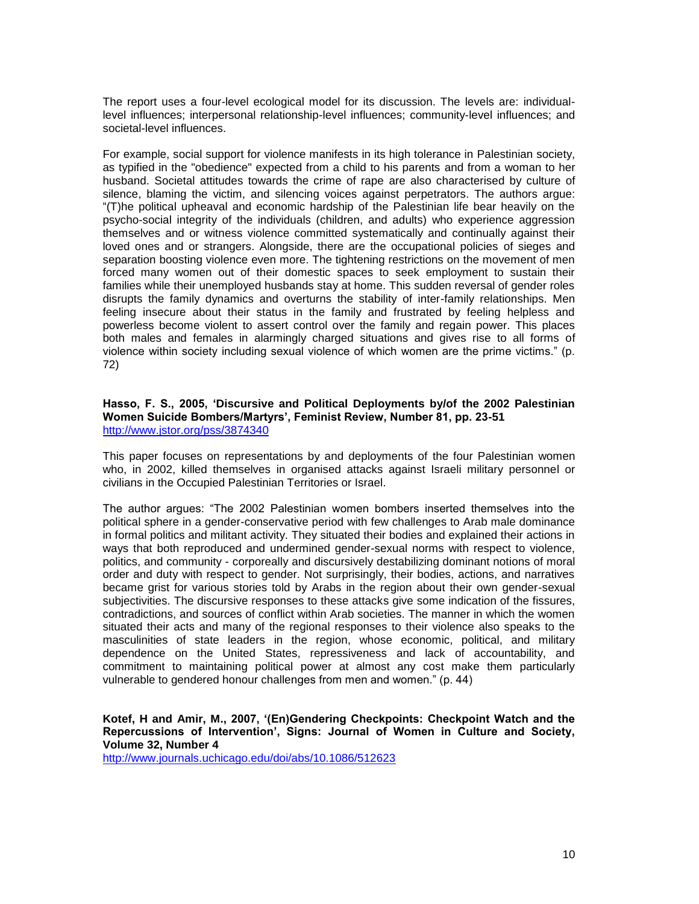The report uses a four-level ecological model for its discussion. The levels are: individual-level influences; interpersonal relationship-level influences; community-level influences; and societal-level influences.

For example, social support for violence manifests in its high tolerance in Palestinian society, as typified in the "obedience" expected from a child to his parents and from a woman to her husband. Societal attitudes towards the crime of rape are also characterised by culture of silence, blaming the victim, and silencing voices against perpetrators. The authors argue: "(T)he political upheaval and economic hardship of the Palestinian life bear heavily on the psycho-social integrity of the individuals (children, and adults) who experience aggression themselves and or witness violence committed systematically and continually against their loved ones and or strangers. Alongside, there are the occupational policies of sieges and separation boosting violence even more. The tightening restrictions on the movement of men forced many women out of their domestic spaces to seek employment to sustain their families while their unemployed husbands stay at home. This sudden reversal of gender roles disrupts the family dynamics and overturns the stability of inter-family relationships. Men feeling insecure about their status in the family and frustrated by feeling helpless and powerless become violent to assert control over the family and regain power. This places both males and females in alarmingly charged situations and gives rise to all forms of violence within society including sexual violence of which women are the prime victims." (p. 72)

**Hasso, F. S., 2005, 'Discursive and Political Deployments by/of the 2002 Palestinian Women Suicide Bombers/Martyrs', Feminist Review, Number 81, pp. 23-51**
http://www.jstor.org/pss/3874340

This paper focuses on representations by and deployments of the four Palestinian women who, in 2002, killed themselves in organised attacks against Israeli military personnel or civilians in the Occupied Palestinian Territories or Israel.

The author argues: "The 2002 Palestinian women bombers inserted themselves into the political sphere in a gender-conservative period with few challenges to Arab male dominance in formal politics and militant activity. They situated their bodies and explained their actions in ways that both reproduced and undermined gender-sexual norms with respect to violence, politics, and community - corporeally and discursively destabilizing dominant notions of moral order and duty with respect to gender. Not surprisingly, their bodies, actions, and narratives became grist for various stories told by Arabs in the region about their own gender-sexual subjectivities. The discursive responses to these attacks give some indication of the fissures, contradictions, and sources of conflict within Arab societies. The manner in which the women situated their acts and many of the regional responses to their violence also speaks to the masculinities of state leaders in the region, whose economic, political, and military dependence on the United States, repressiveness and lack of accountability, and commitment to maintaining political power at almost any cost make them particularly vulnerable to gendered honour challenges from men and women." (p. 44)

**Kotef, H and Amir, M., 2007, '(En)Gendering Checkpoints: Checkpoint Watch and the Repercussions of Intervention', Signs: Journal of Women in Culture and Society, Volume 32, Number 4**
http://www.journals.uchicago.edu/doi/abs/10.1086/512623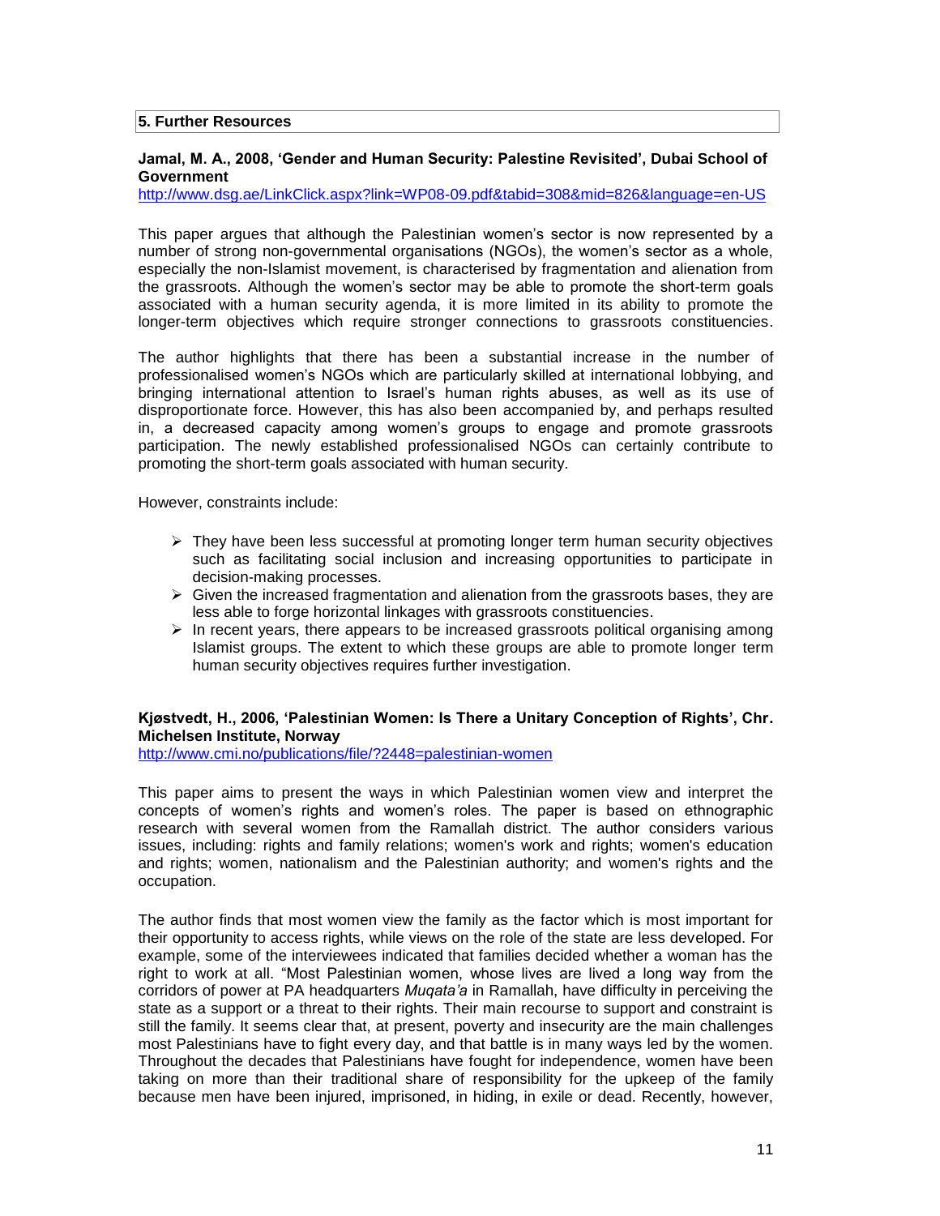## 5. Further Resources

**Jamal, M. A., 2008, 'Gender and Human Security: Palestine Revisited', Dubai School of Government**

http://www.dsg.ae/LinkClick.aspx?link=WP08-09.pdf&tabid=308&mid=826&language=en-US

This paper argues that although the Palestinian women's sector is now represented by a number of strong non-governmental organisations (NGOs), the women's sector as a whole, especially the non-Islamist movement, is characterised by fragmentation and alienation from the grassroots. Although the women's sector may be able to promote the short-term goals associated with a human security agenda, it is more limited in its ability to promote the longer-term objectives which require stronger connections to grassroots constituencies.

The author highlights that there has been a substantial increase in the number of professionalised women's NGOs which are particularly skilled at international lobbying, and bringing international attention to Israel's human rights abuses, as well as its use of disproportionate force. However, this has also been accompanied by, and perhaps resulted in, a decreased capacity among women's groups to engage and promote grassroots participation. The newly established professionalised NGOs can certainly contribute to promoting the short-term goals associated with human security.

However, constraints include:

- They have been less successful at promoting longer term human security objectives such as facilitating social inclusion and increasing opportunities to participate in decision-making processes.
- Given the increased fragmentation and alienation from the grassroots bases, they are less able to forge horizontal linkages with grassroots constituencies.
- In recent years, there appears to be increased grassroots political organising among Islamist groups. The extent to which these groups are able to promote longer term human security objectives requires further investigation.

**Kjøstvedt, H., 2006, 'Palestinian Women: Is There a Unitary Conception of Rights', Chr. Michelsen Institute, Norway**

http://www.cmi.no/publications/file/?2448=palestinian-women

This paper aims to present the ways in which Palestinian women view and interpret the concepts of women's rights and women's roles. The paper is based on ethnographic research with several women from the Ramallah district. The author considers various issues, including: rights and family relations; women's work and rights; women's education and rights; women, nationalism and the Palestinian authority; and women's rights and the occupation.

The author finds that most women view the family as the factor which is most important for their opportunity to access rights, while views on the role of the state are less developed. For example, some of the interviewees indicated that families decided whether a woman has the right to work at all. "Most Palestinian women, whose lives are lived a long way from the corridors of power at PA headquarters *Muqata'a* in Ramallah, have difficulty in perceiving the state as a support or a threat to their rights. Their main recourse to support and constraint is still the family. It seems clear that, at present, poverty and insecurity are the main challenges most Palestinians have to fight every day, and that battle is in many ways led by the women. Throughout the decades that Palestinians have fought for independence, women have been taking on more than their traditional share of responsibility for the upkeep of the family because men have been injured, imprisoned, in hiding, in exile or dead. Recently, however,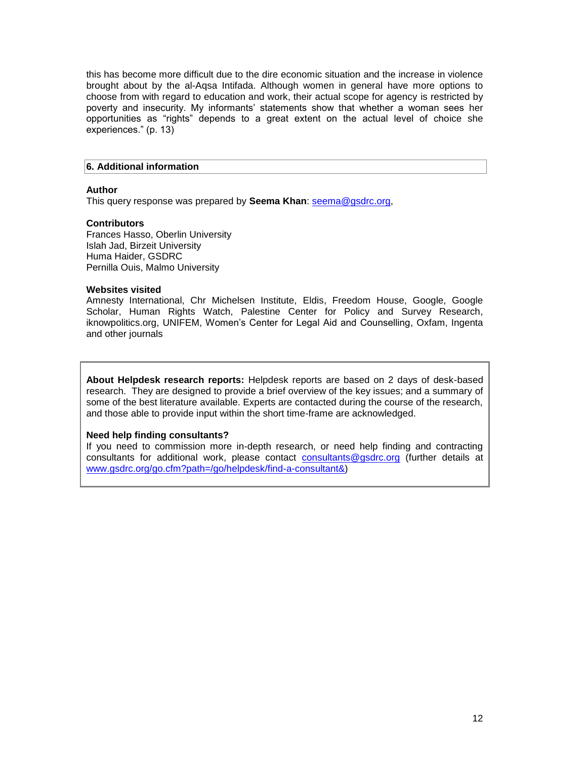this has become more difficult due to the dire economic situation and the increase in violence brought about by the al-Aqsa Intifada. Although women in general have more options to choose from with regard to education and work, their actual scope for agency is restricted by poverty and insecurity. My informants' statements show that whether a woman sees her opportunities as "rights" depends to a great extent on the actual level of choice she experiences." (p. 13)

## 6. Additional information

**Author**

This query response was prepared by **Seema Khan**: seema@gsdrc.org,

**Contributors**

Frances Hasso, Oberlin University
Islah Jad, Birzeit University
Huma Haider, GSDRC
Pernilla Ouis, Malmo University

**Websites visited**

Amnesty International, Chr Michelsen Institute, Eldis, Freedom House, Google, Google Scholar, Human Rights Watch, Palestine Center for Policy and Survey Research, iknowpolitics.org, UNIFEM, Women's Center for Legal Aid and Counselling, Oxfam, Ingenta and other journals

**About Helpdesk research reports:** Helpdesk reports are based on 2 days of desk-based research. They are designed to provide a brief overview of the key issues; and a summary of some of the best literature available. Experts are contacted during the course of the research, and those able to provide input within the short time-frame are acknowledged.

**Need help finding consultants?**

If you need to commission more in-depth research, or need help finding and contracting consultants for additional work, please contact consultants@gsdrc.org (further details at www.gsdrc.org/go.cfm?path=/go/helpdesk/find-a-consultant&)